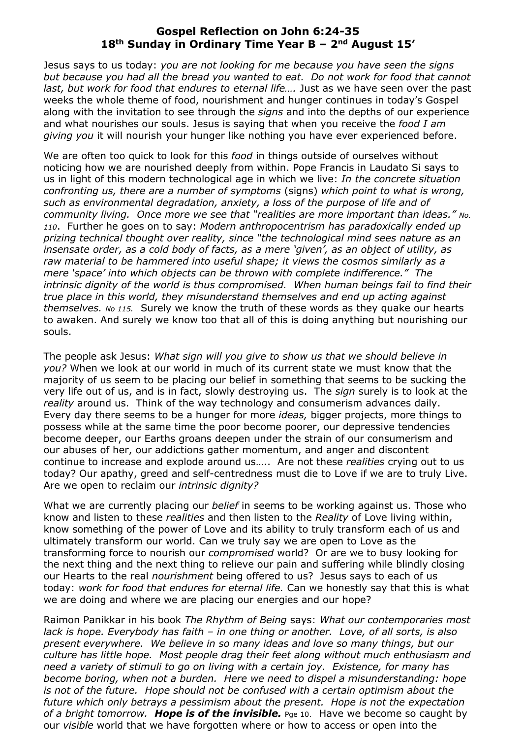**Gospel Reflection on John 6:24-35**
**18th Sunday in Ordinary Time Year B – 2nd August 15'**

Jesus says to us today: *you are not looking for me because you have seen the signs but because you had all the bread you wanted to eat. Do not work for food that cannot last, but work for food that endures to eternal life….* Just as we have seen over the past weeks the whole theme of food, nourishment and hunger continues in today's Gospel along with the invitation to see through the *signs* and into the depths of our experience and what nourishes our souls. Jesus is saying that when you receive the *food I am giving you* it will nourish your hunger like nothing you have ever experienced before.

We are often too quick to look for this *food* in things outside of ourselves without noticing how we are nourished deeply from within. Pope Francis in Laudato Si says to us in light of this modern technological age in which we live: *In the concrete situation confronting us, there are a number of symptoms* (signs) *which point to what is wrong, such as environmental degradation, anxiety, a loss of the purpose of life and of community living. Once more we see that "realities are more important than ideas." No. 110*. Further he goes on to say: *Modern anthropocentrism has paradoxically ended up prizing technical thought over reality, since "the technological mind sees nature as an insensate order, as a cold body of facts, as a mere 'given', as an object of utility, as raw material to be hammered into useful shape; it views the cosmos similarly as a mere 'space' into which objects can be thrown with complete indifference." The intrinsic dignity of the world is thus compromised. When human beings fail to find their true place in this world, they misunderstand themselves and end up acting against themselves. No 115.* Surely we know the truth of these words as they quake our hearts to awaken. And surely we know too that all of this is doing anything but nourishing our souls.

The people ask Jesus: *What sign will you give to show us that we should believe in you?* When we look at our world in much of its current state we must know that the majority of us seem to be placing our belief in something that seems to be sucking the very life out of us, and is in fact, slowly destroying us. The *sign* surely is to look at the *reality* around us. Think of the way technology and consumerism advances daily. Every day there seems to be a hunger for more *ideas,* bigger projects, more things to possess while at the same time the poor become poorer, our depressive tendencies become deeper, our Earths groans deepen under the strain of our consumerism and our abuses of her, our addictions gather momentum, and anger and discontent continue to increase and explode around us….. Are not these *realities* crying out to us today? Our apathy, greed and self-centredness must die to Love if we are to truly Live. Are we open to reclaim our *intrinsic dignity?*

What we are currently placing our *belief* in seems to be working against us. Those who know and listen to these *realities* and then listen to the *Reality* of Love living within, know something of the power of Love and its ability to truly transform each of us and ultimately transform our world. Can we truly say we are open to Love as the transforming force to nourish our *compromised* world? Or are we to busy looking for the next thing and the next thing to relieve our pain and suffering while blindly closing our Hearts to the real *nourishment* being offered to us? Jesus says to each of us today: *work for food that endures for eternal life.* Can we honestly say that this is what we are doing and where we are placing our energies and our hope?

Raimon Panikkar in his book *The Rhythm of Being* says: *What our contemporaries most lack is hope. Everybody has faith – in one thing or another. Love, of all sorts, is also present everywhere. We believe in so many ideas and love so many things, but our culture has little hope. Most people drag their feet along without much enthusiasm and need a variety of stimuli to go on living with a certain joy. Existence, for many has become boring, when not a burden. Here we need to dispel a misunderstanding: hope is not of the future. Hope should not be confused with a certain optimism about the future which only betrays a pessimism about the present. Hope is not the expectation of a bright tomorrow.* ***Hope is of the invisible.*** Pge 10. Have we become so caught by our *visible* world that we have forgotten where or how to access or open into the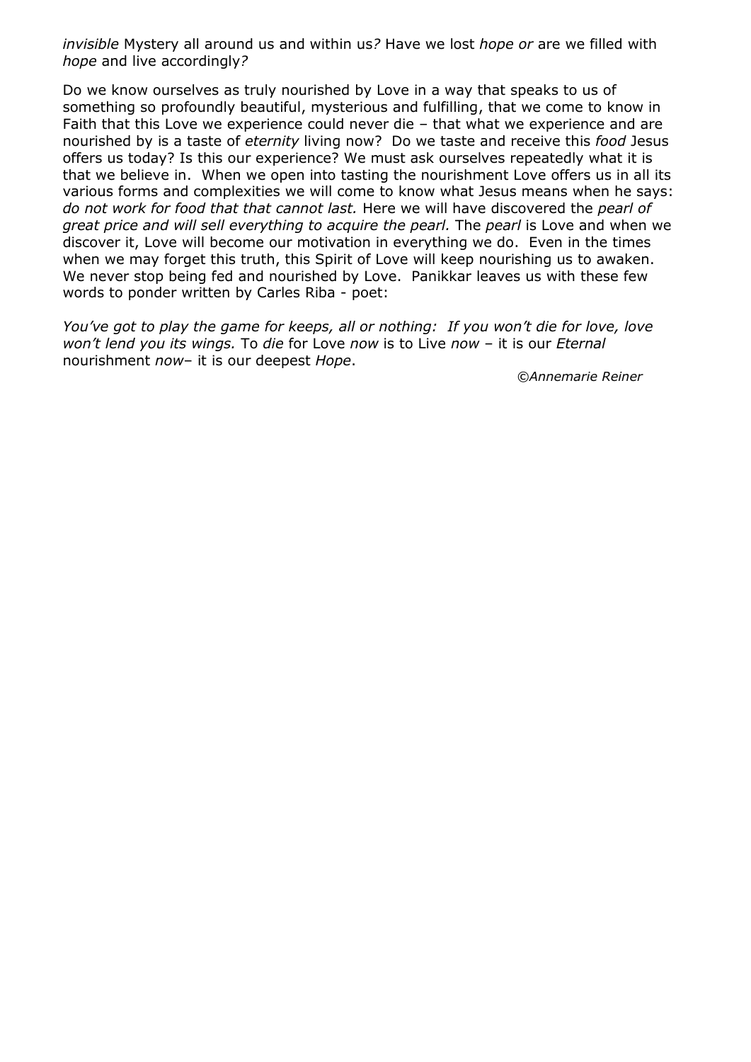*invisible* Mystery all around us and within us*?* Have we lost *hope or* are we filled with *hope* and live accordingly*?*

Do we know ourselves as truly nourished by Love in a way that speaks to us of something so profoundly beautiful, mysterious and fulfilling, that we come to know in Faith that this Love we experience could never die – that what we experience and are nourished by is a taste of *eternity* living now? Do we taste and receive this *food* Jesus offers us today? Is this our experience? We must ask ourselves repeatedly what it is that we believe in. When we open into tasting the nourishment Love offers us in all its various forms and complexities we will come to know what Jesus means when he says: *do not work for food that that cannot last.* Here we will have discovered the *pearl of great price and will sell everything to acquire the pearl.* The *pearl* is Love and when we discover it, Love will become our motivation in everything we do. Even in the times when we may forget this truth, this Spirit of Love will keep nourishing us to awaken. We never stop being fed and nourished by Love. Panikkar leaves us with these few words to ponder written by Carles Riba - poet:

*You've got to play the game for keeps, all or nothing: If you won't die for love, love won't lend you its wings.* To *die* for Love *now* is to Live *now* – it is our *Eternal* nourishment *now*– it is our deepest *Hope*.

*©Annemarie Reiner*